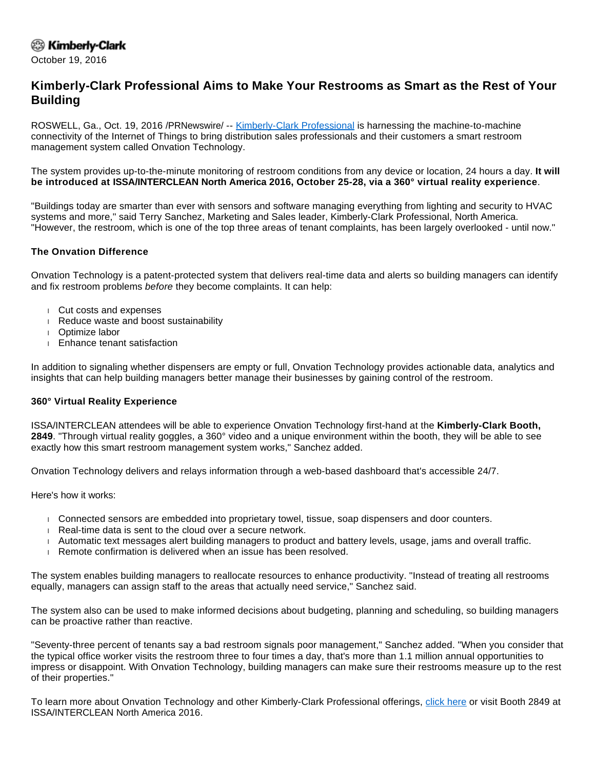Kimberly-Clark

October 19, 2016

# Kimberly-Clark Professional Aims to Make Your Restrooms as Smart as the Rest of Your Building

ROSWELL, Ga., Oct. 19, 2016 /PRNewswire/ -- Kimberly-Clark Professional is harnessing the machine-to-machine connectivity of the Internet of Things to bring distribution sales professionals and their customers a smart restroom management system called Onvation Technology.

The system provides up-to-the-minute monitoring of restroom conditions from any device or location, 24 hours a day. **It will be introduced at ISSA/INTERCLEAN North America 2016, October 25-28, via a 360° virtual reality experience**.

"Buildings today are smarter than ever with sensors and software managing everything from lighting and security to HVAC systems and more," said Terry Sanchez, Marketing and Sales leader, Kimberly-Clark Professional, North America. "However, the restroom, which is one of the top three areas of tenant complaints, has been largely overlooked - until now."

### The Onvation Difference

Onvation Technology is a patent-protected system that delivers real-time data and alerts so building managers can identify and fix restroom problems *before* they become complaints. It can help:

- Cut costs and expenses
- Reduce waste and boost sustainability
- Optimize labor
- Enhance tenant satisfaction

In addition to signaling whether dispensers are empty or full, Onvation Technology provides actionable data, analytics and insights that can help building managers better manage their businesses by gaining control of the restroom.

### 360° Virtual Reality Experience

ISSA/INTERCLEAN attendees will be able to experience Onvation Technology first-hand at the **Kimberly-Clark Booth, 2849**. "Through virtual reality goggles, a 360° video and a unique environment within the booth, they will be able to see exactly how this smart restroom management system works," Sanchez added.

Onvation Technology delivers and relays information through a web-based dashboard that's accessible 24/7.

Here's how it works:

- Connected sensors are embedded into proprietary towel, tissue, soap dispensers and door counters.
- Real-time data is sent to the cloud over a secure network.
- Automatic text messages alert building managers to product and battery levels, usage, jams and overall traffic.
- Remote confirmation is delivered when an issue has been resolved.

The system enables building managers to reallocate resources to enhance productivity. "Instead of treating all restrooms equally, managers can assign staff to the areas that actually need service," Sanchez said.

The system also can be used to make informed decisions about budgeting, planning and scheduling, so building managers can be proactive rather than reactive.

"Seventy-three percent of tenants say a bad restroom signals poor management," Sanchez added. "When you consider that the typical office worker visits the restroom three to four times a day, that's more than 1.1 million annual opportunities to impress or disappoint. With Onvation Technology, building managers can make sure their restrooms measure up to the rest of their properties."

To learn more about Onvation Technology and other Kimberly-Clark Professional offerings, click here or visit Booth 2849 at ISSA/INTERCLEAN North America 2016.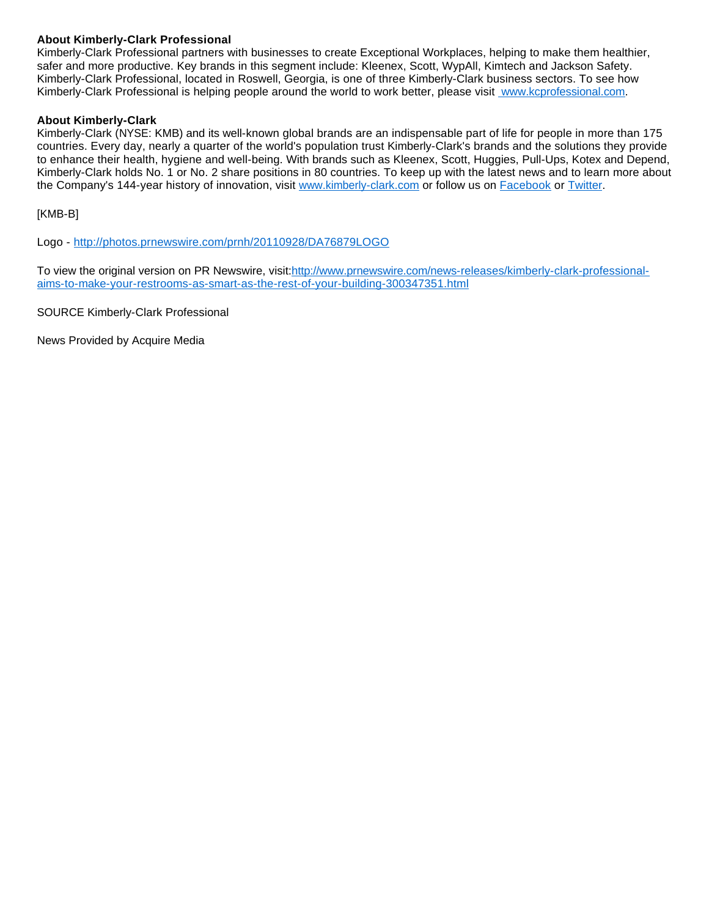**About Kimberly-Clark Professional**
Kimberly-Clark Professional partners with businesses to create Exceptional Workplaces, helping to make them healthier, safer and more productive. Key brands in this segment include: Kleenex, Scott, WypAll, Kimtech and Jackson Safety. Kimberly-Clark Professional, located in Roswell, Georgia, is one of three Kimberly-Clark business sectors. To see how Kimberly-Clark Professional is helping people around the world to work better, please visit [www.kcprofessional.com](http://www.kcprofessional.com).

**About Kimberly-Clark**
Kimberly-Clark (NYSE: KMB) and its well-known global brands are an indispensable part of life for people in more than 175 countries. Every day, nearly a quarter of the world's population trust Kimberly-Clark's brands and the solutions they provide to enhance their health, hygiene and well-being. With brands such as Kleenex, Scott, Huggies, Pull-Ups, Kotex and Depend, Kimberly-Clark holds No. 1 or No. 2 share positions in 80 countries. To keep up with the latest news and to learn more about the Company's 144-year history of innovation, visit [www.kimberly-clark.com](http://www.kimberly-clark.com) or follow us on Facebook or Twitter.

[KMB-B]

Logo - http://photos.prnewswire.com/prnh/20110928/DA76879LOGO

To view the original version on PR Newswire, visit:http://www.prnewswire.com/news-releases/kimberly-clark-professional-aims-to-make-your-restrooms-as-smart-as-the-rest-of-your-building-300347351.html

SOURCE Kimberly-Clark Professional

News Provided by Acquire Media